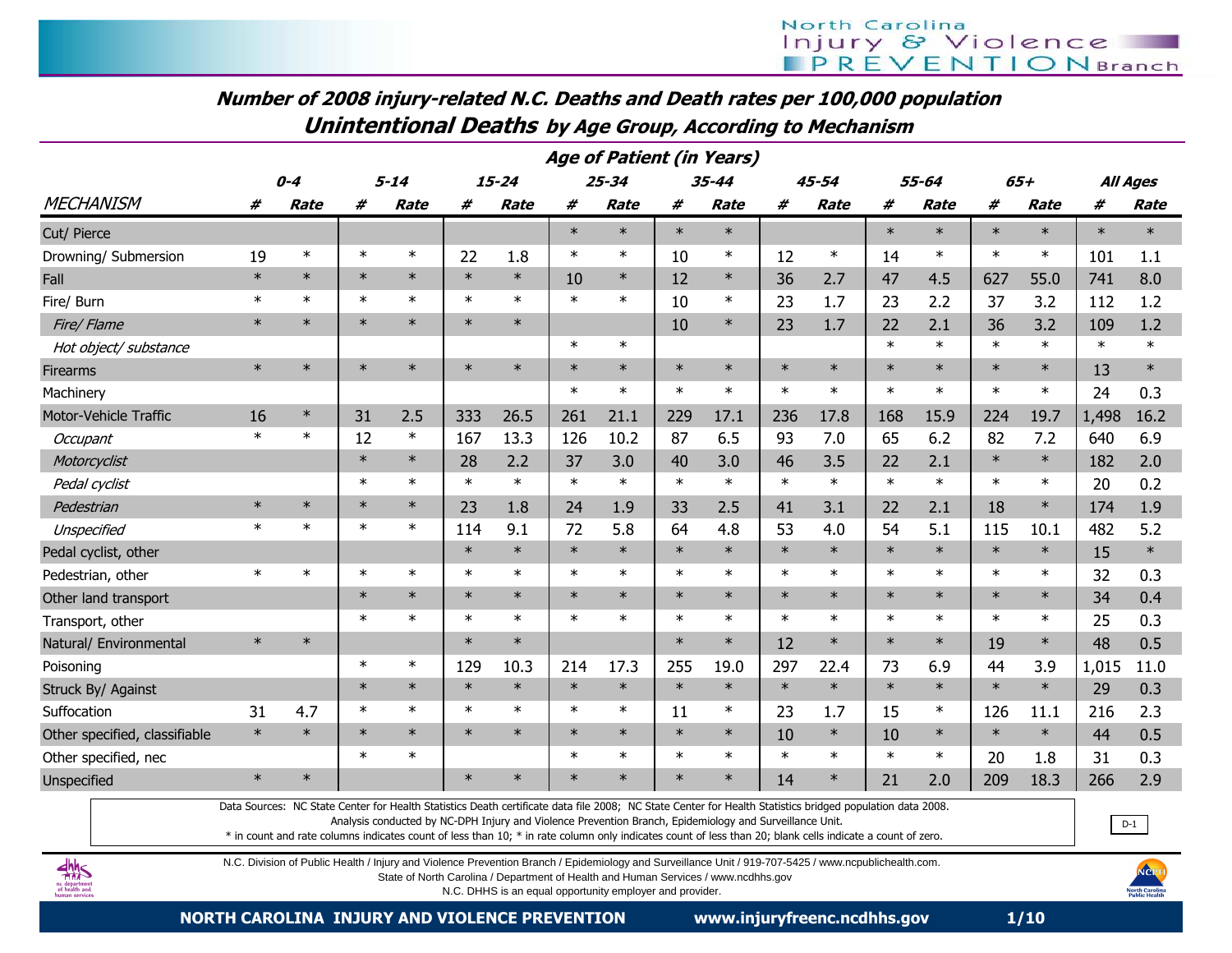# Number of 2008 injury-related N.C. Deaths and Death rates per 100,000 population

## Unintentional Deaths by Age Group, According to Mechanism

| | Age of Patient (in Years) | | | | | | | | | | | | | | | | | |
|---|---|---|---|---|---|---|---|---|---|---|---|---|---|---|---|---|---|---|
| | 0-4 | | 5-14 | | 15-24 | | 25-34 | | 35-44 | | 45-54 | | 55-64 | | 65+ | | All Ages | |
| MECHANISM | # | Rate | # | Rate | # | Rate | # | Rate | # | Rate | # | Rate | # | Rate | # | Rate | # | Rate |
| Cut/ Pierce | | | | | | | * | * | * | * | | | * | * | * | * | * | * |
| Drowning/ Submersion | 19 | * | * | * | 22 | 1.8 | * | * | 10 | * | 12 | * | 14 | * | * | * | 101 | 1.1 |
| Fall | * | * | * | * | * | * | 10 | * | 12 | * | 36 | 2.7 | 47 | 4.5 | 627 | 55.0 | 741 | 8.0 |
| Fire/ Burn | * | * | * | * | * | * | * | * | 10 | * | 23 | 1.7 | 23 | 2.2 | 37 | 3.2 | 112 | 1.2 |
| *Fire/ Flame* | * | * | * | * | * | * | | | 10 | * | 23 | 1.7 | 22 | 2.1 | 36 | 3.2 | 109 | 1.2 |
| *Hot object/ substance* | | | | | | | * | * | | | | | * | * | * | * | * | * |
| Firearms | * | * | * | * | * | * | * | * | * | * | * | * | * | * | * | * | 13 | * |
| Machinery | | | | | | | * | * | * | * | * | * | * | * | * | * | 24 | 0.3 |
| Motor-Vehicle Traffic | 16 | * | 31 | 2.5 | 333 | 26.5 | 261 | 21.1 | 229 | 17.1 | 236 | 17.8 | 168 | 15.9 | 224 | 19.7 | 1,498 | 16.2 |
| *Occupant* | * | * | 12 | * | 167 | 13.3 | 126 | 10.2 | 87 | 6.5 | 93 | 7.0 | 65 | 6.2 | 82 | 7.2 | 640 | 6.9 |
| *Motorcyclist* | | | * | * | 28 | 2.2 | 37 | 3.0 | 40 | 3.0 | 46 | 3.5 | 22 | 2.1 | * | * | 182 | 2.0 |
| *Pedal cyclist* | | | * | * | * | * | * | * | * | * | * | * | * | * | * | * | 20 | 0.2 |
| *Pedestrian* | * | * | * | * | 23 | 1.8 | 24 | 1.9 | 33 | 2.5 | 41 | 3.1 | 22 | 2.1 | 18 | * | 174 | 1.9 |
| *Unspecified* | * | * | * | * | 114 | 9.1 | 72 | 5.8 | 64 | 4.8 | 53 | 4.0 | 54 | 5.1 | 115 | 10.1 | 482 | 5.2 |
| Pedal cyclist, other | | | | | * | * | * | * | * | * | * | * | * | * | * | * | 15 | * |
| Pedestrian, other | * | * | * | * | * | * | * | * | * | * | * | * | * | * | * | * | 32 | 0.3 |
| Other land transport | | | * | * | * | * | * | * | * | * | * | * | * | * | * | * | 34 | 0.4 |
| Transport, other | | | * | * | * | * | * | * | * | * | * | * | * | * | * | * | 25 | 0.3 |
| Natural/ Environmental | * | * | | | * | * | | | * | * | 12 | * | * | * | 19 | * | 48 | 0.5 |
| Poisoning | | | * | * | 129 | 10.3 | 214 | 17.3 | 255 | 19.0 | 297 | 22.4 | 73 | 6.9 | 44 | 3.9 | 1,015 | 11.0 |
| Struck By/ Against | | | * | * | * | * | * | * | * | * | * | * | * | * | * | * | 29 | 0.3 |
| Suffocation | 31 | 4.7 | * | * | * | * | * | * | 11 | * | 23 | 1.7 | 15 | * | 126 | 11.1 | 216 | 2.3 |
| Other specified, classifiable | * | * | * | * | * | * | * | * | * | * | 10 | * | 10 | * | * | * | 44 | 0.5 |
| Other specified, nec | | | * | * | | | * | * | * | * | * | * | * | * | 20 | 1.8 | 31 | 0.3 |
| Unspecified | * | * | | | * | * | * | * | * | * | 14 | * | 21 | 2.0 | 209 | 18.3 | 266 | 2.9 |

Data Sources: NC State Center for Health Statistics Death certificate data file 2008; NC State Center for Health Statistics bridged population data 2008.
Analysis conducted by NC-DPH Injury and Violence Prevention Branch, Epidemiology and Surveillance Unit.
* in count and rate columns indicates count of less than 10; * in rate column only indicates count of less than 20; blank cells indicate a count of zero.

D-1

N.C. Division of Public Health / Injury and Violence Prevention Branch / Epidemiology and Surveillance Unit / 919-707-5425 / www.ncpublichealth.com.
State of North Carolina / Department of Health and Human Services / www.ncdhhs.gov
N.C. DHHS is an equal opportunity employer and provider.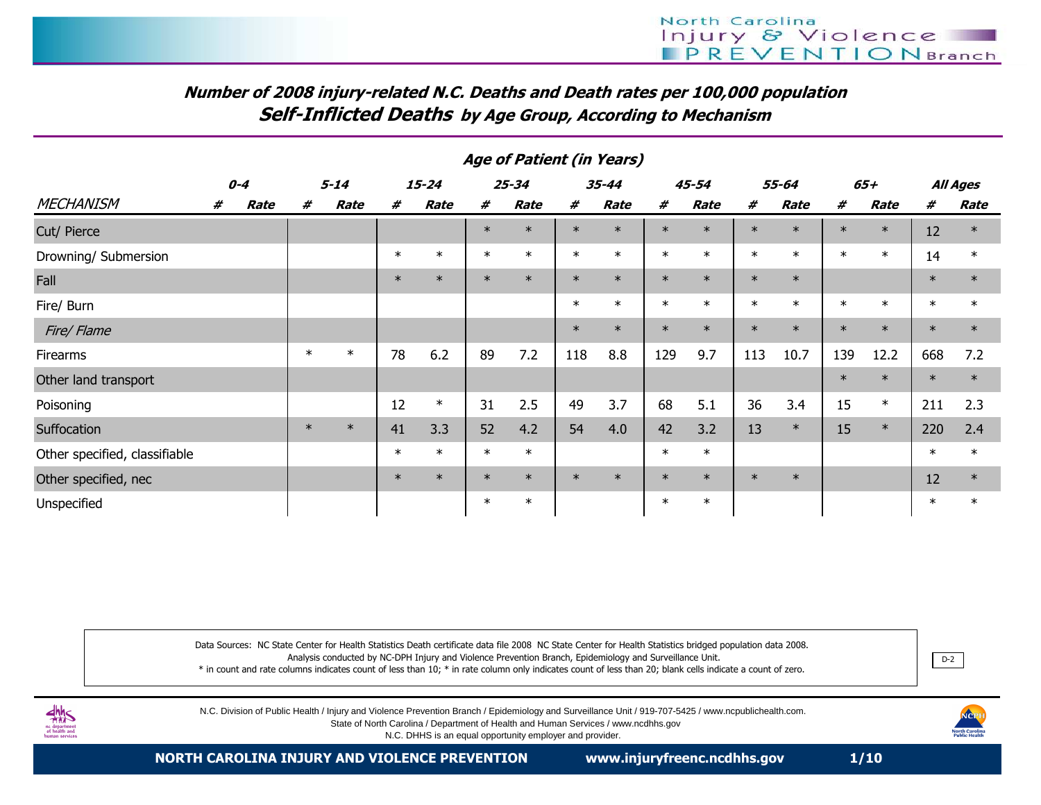# Number of 2008 injury-related N.C. Deaths and Death rates per 100,000 population

## Self-Inflicted Deaths by Age Group, According to Mechanism

| | Age of Patient (in Years) | | | | | | | | | | | | | | | | | |
|---|---|---|---|---|---|---|---|---|---|---|---|---|---|---|---|---|---|---|
| | 0-4 | | 5-14 | | 15-24 | | 25-34 | | 35-44 | | 45-54 | | 55-64 | | 65+ | | All Ages | |
| MECHANISM | # | Rate | # | Rate | # | Rate | # | Rate | # | Rate | # | Rate | # | Rate | # | Rate | # | Rate |
| Cut/ Pierce | | | | | | | * | * | * | * | * | * | * | * | * | * | 12 | * |
| Drowning/ Submersion | | | | | * | * | * | * | * | * | * | * | * | * | * | * | 14 | * |
| Fall | | | | | * | * | * | * | * | * | * | * | * | * | | | * | * |
| Fire/ Burn | | | | | | | | | * | * | * | * | * | * | * | * | * | * |
| *Fire/ Flame* | | | | | | | | | * | * | * | * | * | * | * | * | * | * |
| Firearms | | | * | * | 78 | 6.2 | 89 | 7.2 | 118 | 8.8 | 129 | 9.7 | 113 | 10.7 | 139 | 12.2 | 668 | 7.2 |
| Other land transport | | | | | | | | | | | | | | | * | * | * | * |
| Poisoning | | | | | 12 | * | 31 | 2.5 | 49 | 3.7 | 68 | 5.1 | 36 | 3.4 | 15 | * | 211 | 2.3 |
| Suffocation | | | * | * | 41 | 3.3 | 52 | 4.2 | 54 | 4.0 | 42 | 3.2 | 13 | * | 15 | * | 220 | 2.4 |
| Other specified, classifiable | | | | | * | * | * | * | | | * | * | | | | | * | * |
| Other specified, nec | | | | | * | * | * | * | * | * | * | * | * | * | | | 12 | * |
| Unspecified | | | | | | | * | * | | | * | * | | | | | * | * |

Data Sources: NC State Center for Health Statistics Death certificate data file 2008 NC State Center for Health Statistics bridged population data 2008.
Analysis conducted by NC-DPH Injury and Violence Prevention Branch, Epidemiology and Surveillance Unit.
* in count and rate columns indicates count of less than 10; * in rate column only indicates count of less than 20; blank cells indicate a count of zero.

D-2

N.C. Division of Public Health / Injury and Violence Prevention Branch / Epidemiology and Surveillance Unit / 919-707-5425 / www.ncpublichealth.com.
State of North Carolina / Department of Health and Human Services / www.ncdhhs.gov
N.C. DHHS is an equal opportunity employer and provider.

NORTH CAROLINA INJURY AND VIOLENCE PREVENTION www.injuryfreenc.ncdhhs.gov 1/10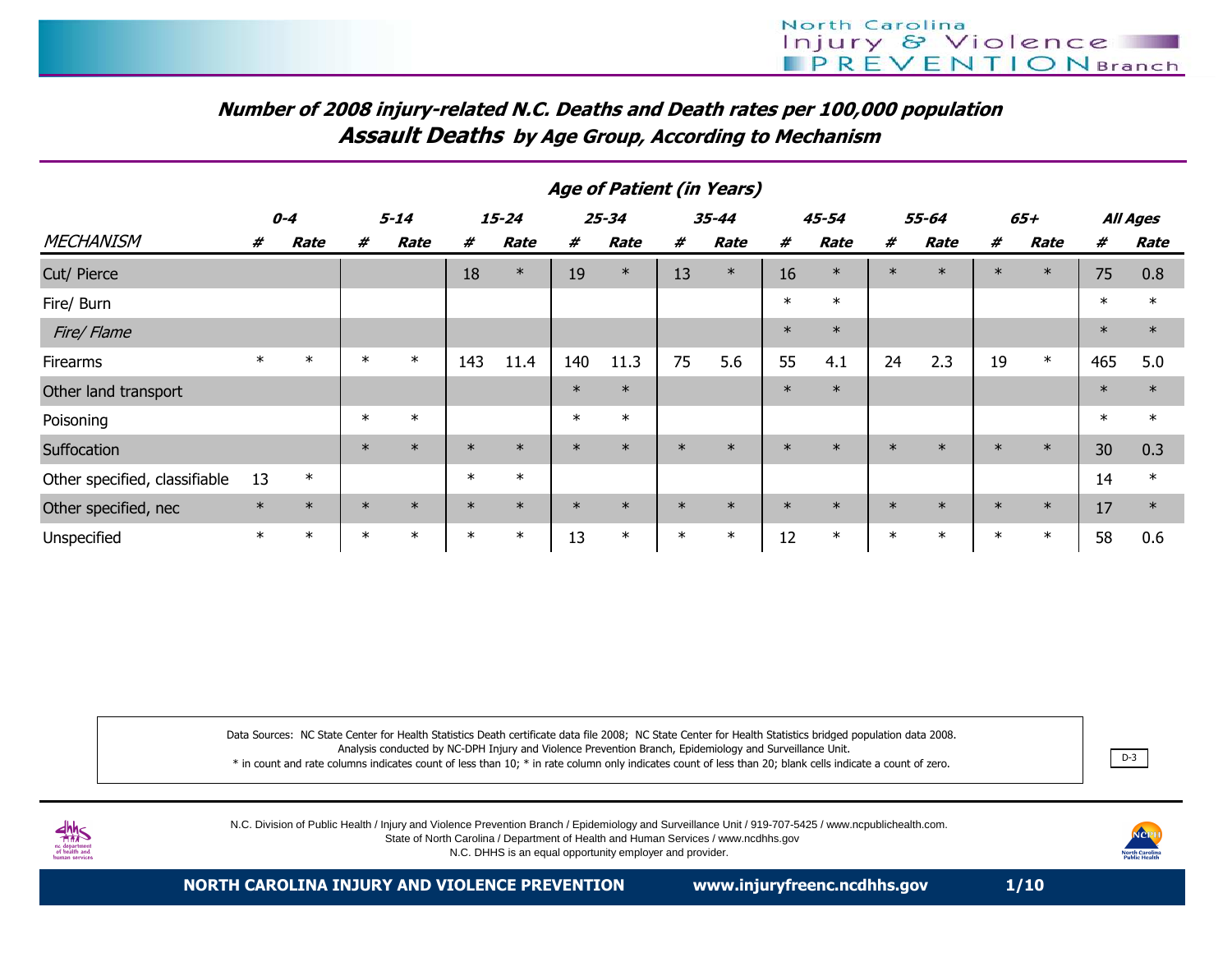## Number of 2008 injury-related N.C. Deaths and Death rates per 100,000 population
### Assault Deaths by Age Group, According to Mechanism

| | Age of Patient (in Years) | | | | | | | | | | | | | | | | | |
|---|---|---|---|---|---|---|---|---|---|---|---|---|---|---|---|---|---|---|
| | 0-4 | | 5-14 | | 15-24 | | 25-34 | | 35-44 | | 45-54 | | 55-64 | | 65+ | | All Ages | |
| MECHANISM | # | Rate | # | Rate | # | Rate | # | Rate | # | Rate | # | Rate | # | Rate | # | Rate | # | Rate |
| Cut/ Pierce | | | | | 18 | * | 19 | * | 13 | * | 16 | * | * | * | * | * | 75 | 0.8 |
| Fire/ Burn | | | | | | | | | | | * | * | | | | | * | * |
| Fire/ Flame | | | | | | | | | | | * | * | | | | | * | * |
| Firearms | * | * | * | * | 143 | 11.4 | 140 | 11.3 | 75 | 5.6 | 55 | 4.1 | 24 | 2.3 | 19 | * | 465 | 5.0 |
| Other land transport | | | | | | | * | * | | | * | * | | | | | * | * |
| Poisoning | | | * | * | | | * | * | | | | | | | | | * | * |
| Suffocation | | | * | * | * | * | * | * | * | * | * | * | * | * | * | * | 30 | 0.3 |
| Other specified, classifiable | 13 | * | | | * | * | | | | | | | | | | | 14 | * |
| Other specified, nec | * | * | * | * | * | * | * | * | * | * | * | * | * | * | * | * | 17 | * |
| Unspecified | * | * | * | * | * | * | 13 | * | * | * | 12 | * | * | * | * | * | 58 | 0.6 |

Data Sources: NC State Center for Health Statistics Death certificate data file 2008; NC State Center for Health Statistics bridged population data 2008.
Analysis conducted by NC-DPH Injury and Violence Prevention Branch, Epidemiology and Surveillance Unit.
* in count and rate columns indicates count of less than 10; * in rate column only indicates count of less than 20; blank cells indicate a count of zero.

D-3

N.C. Division of Public Health / Injury and Violence Prevention Branch / Epidemiology and Surveillance Unit / 919-707-5425 / www.ncpublichealth.com.
State of North Carolina / Department of Health and Human Services / www.ncdhhs.gov
N.C. DHHS is an equal opportunity employer and provider.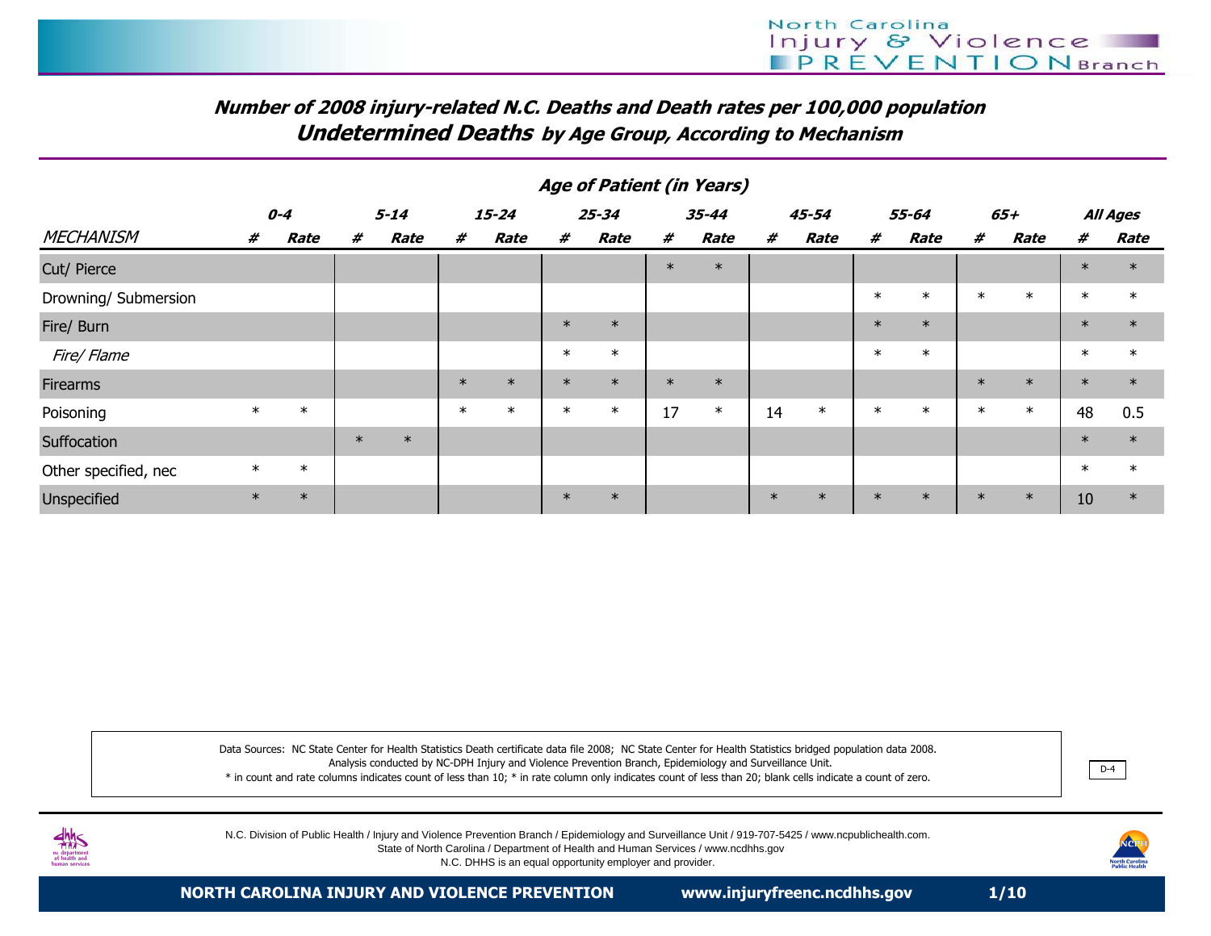## Number of 2008 injury-related N.C. Deaths and Death rates per 100,000 population

## Undetermined Deaths by Age Group, According to Mechanism

| | Age of Patient (in Years) | | | | | | | | | | | | | | | | | |
|---|---|---|---|---|---|---|---|---|---|---|---|---|---|---|---|---|---|---|
| | 0-4 | | 5-14 | | 15-24 | | 25-34 | | 35-44 | | 45-54 | | 55-64 | | 65+ | | All Ages | |
| MECHANISM | # | Rate | # | Rate | # | Rate | # | Rate | # | Rate | # | Rate | # | Rate | # | Rate | # | Rate |
| Cut/ Pierce | | | | | | | | | * | * | | | | | | | * | * |
| Drowning/ Submersion | | | | | | | | | | | | | * | * | * | * | * | * |
| Fire/ Burn | | | | | | | * | * | | | | | * | * | | | * | * |
| *Fire/ Flame* | | | | | | | * | * | | | | | * | * | | | * | * |
| Firearms | | | | | * | * | * | * | * | * | | | | | * | * | * | * |
| Poisoning | * | * | | | * | * | * | * | 17 | * | 14 | * | * | * | * | * | 48 | 0.5 |
| Suffocation | | | * | * | | | | | | | | | | | | | * | * |
| Other specified, nec | * | * | | | | | | | | | | | | | | | * | * |
| Unspecified | * | * | | | | | * | * | | | * | * | * | * | * | * | 10 | * |

Data Sources: NC State Center for Health Statistics Death certificate data file 2008; NC State Center for Health Statistics bridged population data 2008.
Analysis conducted by NC-DPH Injury and Violence Prevention Branch, Epidemiology and Surveillance Unit.
* in count and rate columns indicates count of less than 10; * in rate column only indicates count of less than 20; blank cells indicate a count of zero.

D-4

N.C. Division of Public Health / Injury and Violence Prevention Branch / Epidemiology and Surveillance Unit / 919-707-5425 / www.ncpublichealth.com.
State of North Carolina / Department of Health and Human Services / www.ncdhhs.gov
N.C. DHHS is an equal opportunity employer and provider.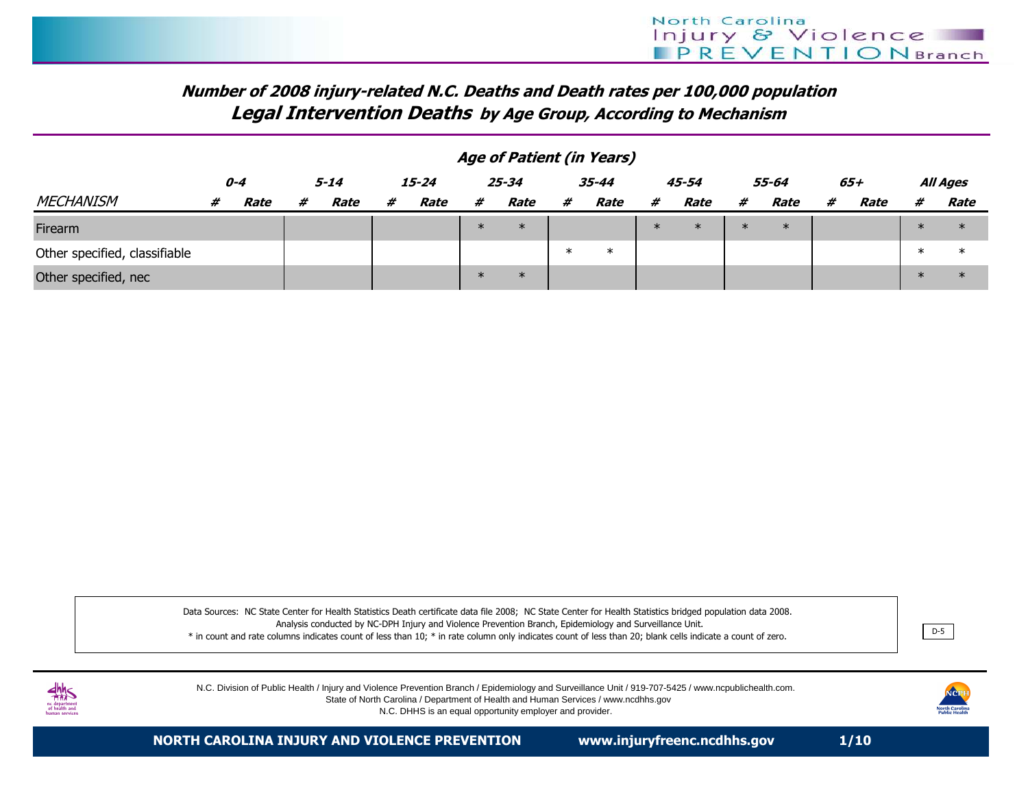**Number of 2008 injury-related N.C. Deaths and Death rates per 100,000 population**

## Legal Intervention Deaths by Age Group, According to Mechanism

| | Age of Patient (in Years) | | | | | | | | | | | | | | | | | |
|---|---|---|---|---|---|---|---|---|---|---|---|---|---|---|---|---|---|---|
| | 0-4 | | 5-14 | | 15-24 | | 25-34 | | 35-44 | | 45-54 | | 55-64 | | 65+ | | All Ages | |
| MECHANISM | # | Rate | # | Rate | # | Rate | # | Rate | # | Rate | # | Rate | # | Rate | # | Rate | # | Rate |
| Firearm | | | | | | | * | * | | | * | * | * | * | | | * | * |
| Other specified, classifiable | | | | | | | | | * | * | | | | | | | * | * |
| Other specified, nec | | | | | | | * | * | | | | | | | | | * | * |

Data Sources: NC State Center for Health Statistics Death certificate data file 2008; NC State Center for Health Statistics bridged population data 2008.
Analysis conducted by NC-DPH Injury and Violence Prevention Branch, Epidemiology and Surveillance Unit.
* in count and rate columns indicates count of less than 10; * in rate column only indicates count of less than 20; blank cells indicate a count of zero.

D-5

N.C. Division of Public Health / Injury and Violence Prevention Branch / Epidemiology and Surveillance Unit / 919-707-5425 / www.ncpublichealth.com.
State of North Carolina / Department of Health and Human Services / www.ncdhhs.gov
N.C. DHHS is an equal opportunity employer and provider.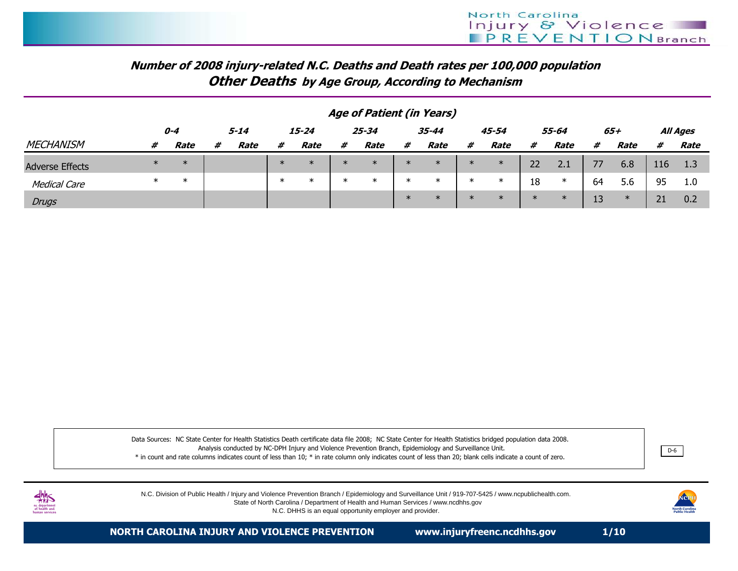## *Number of 2008 injury-related N.C. Deaths and Death rates per 100,000 population*
## ***Other Deaths** by Age Group, According to Mechanism*

| | *Age of Patient (in Years)* | | | | | | | | | | | | | | | | | |
|---|---|---|---|---|---|---|---|---|---|---|---|---|---|---|---|---|---|---|
| | *0-4* | | *5-14* | | *15-24* | | *25-34* | | *35-44* | | *45-54* | | *55-64* | | *65+* | | *All Ages* | |
| *MECHANISM* | *#* | *Rate* | *#* | *Rate* | *#* | *Rate* | *#* | *Rate* | *#* | *Rate* | *#* | *Rate* | *#* | *Rate* | *#* | *Rate* | *#* | *Rate* |
| Adverse Effects | * | * | | | * | * | * | * | * | * | * | * | 22 | 2.1 | 77 | 6.8 | 116 | 1.3 |
| *Medical Care* | * | * | | | * | * | * | * | * | * | * | * | 18 | * | 64 | 5.6 | 95 | 1.0 |
| *Drugs* | | | | | | | | | * | * | * | * | * | * | 13 | * | 21 | 0.2 |

Data Sources: NC State Center for Health Statistics Death certificate data file 2008; NC State Center for Health Statistics bridged population data 2008.
Analysis conducted by NC-DPH Injury and Violence Prevention Branch, Epidemiology and Surveillance Unit.
* in count and rate columns indicates count of less than 10; * in rate column only indicates count of less than 20; blank cells indicate a count of zero.

D-6

N.C. Division of Public Health / Injury and Violence Prevention Branch / Epidemiology and Surveillance Unit / 919-707-5425 / www.ncpublichealth.com.
State of North Carolina / Department of Health and Human Services / www.ncdhhs.gov
N.C. DHHS is an equal opportunity employer and provider.

**NORTH CAROLINA INJURY AND VIOLENCE PREVENTION** **www.injuryfreenc.ncdhhs.gov** **1/10**